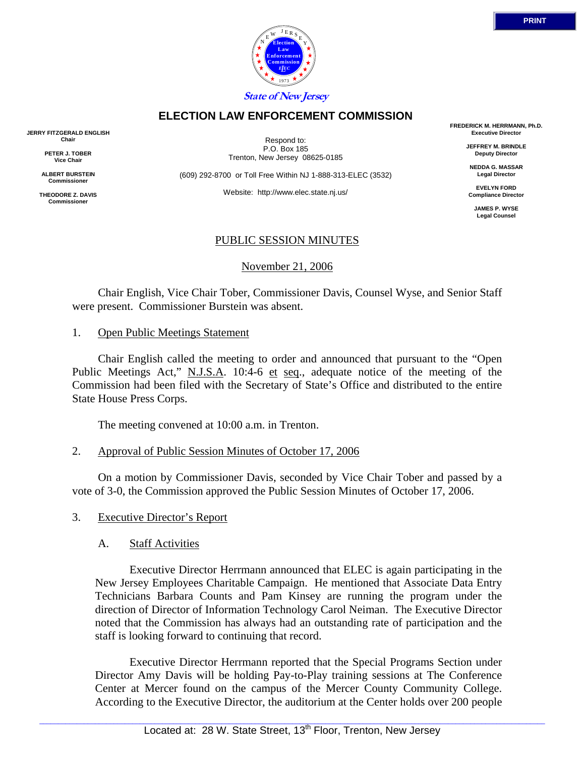State of New Jersey

# ELECTION LAW ENFORCEMENT COMMISSION

**JERRY FITZGERALD ENGLISH**
**Chair**

**PETER J. TOBER**
**Vice Chair**

**ALBERT BURSTEIN**
**Commissioner**

**THEODORE Z. DAVIS**
**Commissioner**

Respond to:
P.O. Box 185
Trenton, New Jersey 08625-0185

(609) 292-8700 or Toll Free Within NJ 1-888-313-ELEC (3532)

Website: http://www.elec.state.nj.us/

**FREDERICK M. HERRMANN, Ph.D.**
**Executive Director**

**JEFFREY M. BRINDLE**
**Deputy Director**

**NEDDA G. MASSAR**
**Legal Director**

**EVELYN FORD**
**Compliance Director**

**JAMES P. WYSE**
**Legal Counsel**

## PUBLIC SESSION MINUTES

November 21, 2006

Chair English, Vice Chair Tober, Commissioner Davis, Counsel Wyse, and Senior Staff were present. Commissioner Burstein was absent.

1. Open Public Meetings Statement

Chair English called the meeting to order and announced that pursuant to the "Open Public Meetings Act," N.J.S.A. 10:4-6 et seq., adequate notice of the meeting of the Commission had been filed with the Secretary of State's Office and distributed to the entire State House Press Corps.

The meeting convened at 10:00 a.m. in Trenton.

2. Approval of Public Session Minutes of October 17, 2006

On a motion by Commissioner Davis, seconded by Vice Chair Tober and passed by a vote of 3-0, the Commission approved the Public Session Minutes of October 17, 2006.

3. Executive Director's Report

A. Staff Activities

Executive Director Herrmann announced that ELEC is again participating in the New Jersey Employees Charitable Campaign. He mentioned that Associate Data Entry Technicians Barbara Counts and Pam Kinsey are running the program under the direction of Director of Information Technology Carol Neiman. The Executive Director noted that the Commission has always had an outstanding rate of participation and the staff is looking forward to continuing that record.

Executive Director Herrmann reported that the Special Programs Section under Director Amy Davis will be holding Pay-to-Play training sessions at The Conference Center at Mercer found on the campus of the Mercer County Community College. According to the Executive Director, the auditorium at the Center holds over 200 people

Located at: 28 W. State Street, 13th Floor, Trenton, New Jersey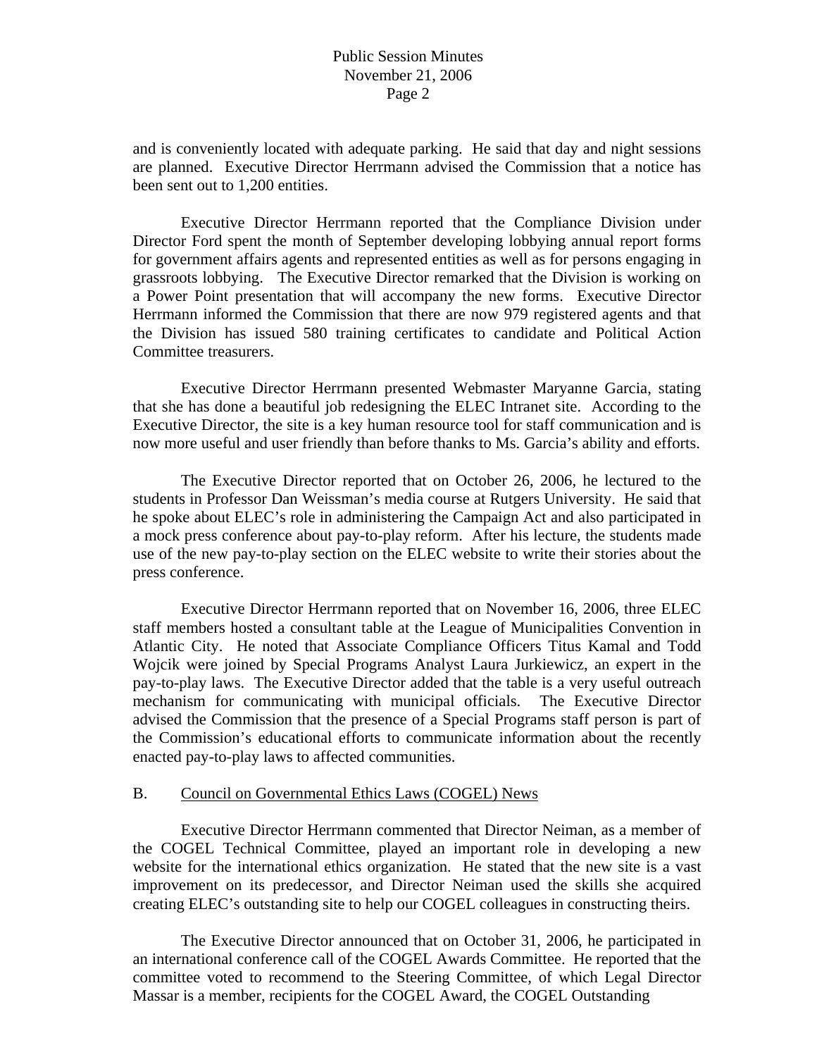and is conveniently located with adequate parking. He said that day and night sessions are planned. Executive Director Herrmann advised the Commission that a notice has been sent out to 1,200 entities.

Executive Director Herrmann reported that the Compliance Division under Director Ford spent the month of September developing lobbying annual report forms for government affairs agents and represented entities as well as for persons engaging in grassroots lobbying. The Executive Director remarked that the Division is working on a Power Point presentation that will accompany the new forms. Executive Director Herrmann informed the Commission that there are now 979 registered agents and that the Division has issued 580 training certificates to candidate and Political Action Committee treasurers.

Executive Director Herrmann presented Webmaster Maryanne Garcia, stating that she has done a beautiful job redesigning the ELEC Intranet site. According to the Executive Director, the site is a key human resource tool for staff communication and is now more useful and user friendly than before thanks to Ms. Garcia's ability and efforts.

The Executive Director reported that on October 26, 2006, he lectured to the students in Professor Dan Weissman's media course at Rutgers University. He said that he spoke about ELEC's role in administering the Campaign Act and also participated in a mock press conference about pay-to-play reform. After his lecture, the students made use of the new pay-to-play section on the ELEC website to write their stories about the press conference.

Executive Director Herrmann reported that on November 16, 2006, three ELEC staff members hosted a consultant table at the League of Municipalities Convention in Atlantic City. He noted that Associate Compliance Officers Titus Kamal and Todd Wojcik were joined by Special Programs Analyst Laura Jurkiewicz, an expert in the pay-to-play laws. The Executive Director added that the table is a very useful outreach mechanism for communicating with municipal officials. The Executive Director advised the Commission that the presence of a Special Programs staff person is part of the Commission's educational efforts to communicate information about the recently enacted pay-to-play laws to affected communities.

B. Council on Governmental Ethics Laws (COGEL) News

Executive Director Herrmann commented that Director Neiman, as a member of the COGEL Technical Committee, played an important role in developing a new website for the international ethics organization. He stated that the new site is a vast improvement on its predecessor, and Director Neiman used the skills she acquired creating ELEC's outstanding site to help our COGEL colleagues in constructing theirs.

The Executive Director announced that on October 31, 2006, he participated in an international conference call of the COGEL Awards Committee. He reported that the committee voted to recommend to the Steering Committee, of which Legal Director Massar is a member, recipients for the COGEL Award, the COGEL Outstanding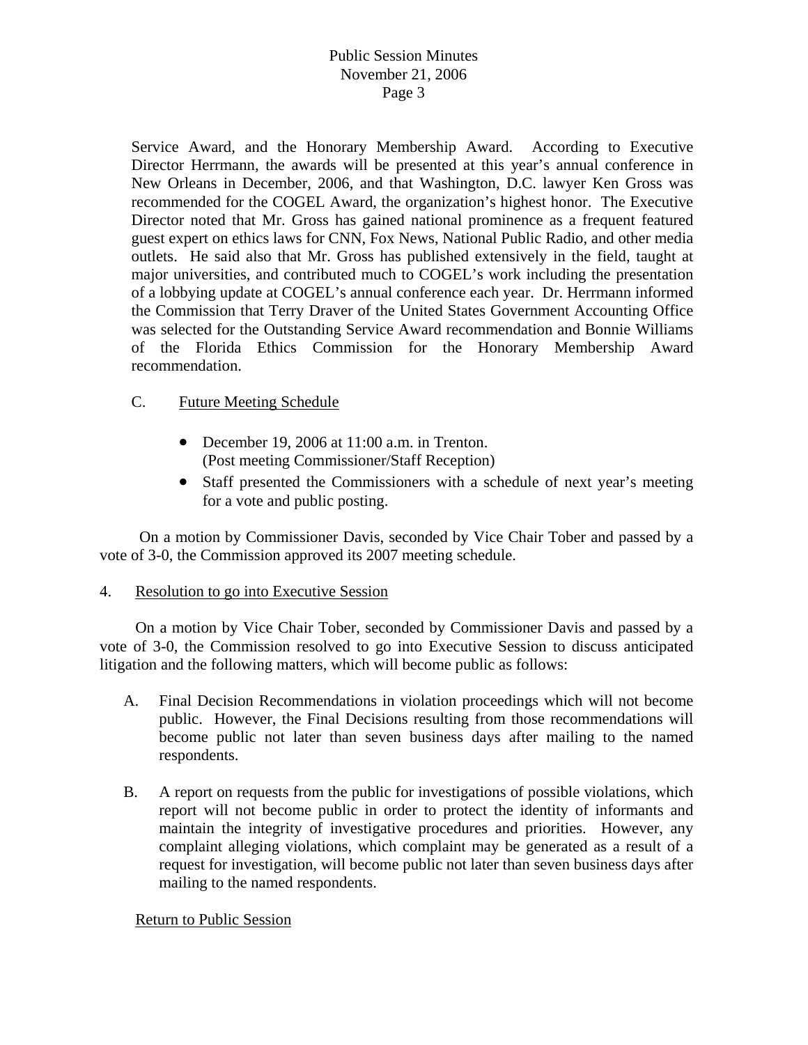Service Award, and the Honorary Membership Award. According to Executive Director Herrmann, the awards will be presented at this year's annual conference in New Orleans in December, 2006, and that Washington, D.C. lawyer Ken Gross was recommended for the COGEL Award, the organization's highest honor. The Executive Director noted that Mr. Gross has gained national prominence as a frequent featured guest expert on ethics laws for CNN, Fox News, National Public Radio, and other media outlets. He said also that Mr. Gross has published extensively in the field, taught at major universities, and contributed much to COGEL's work including the presentation of a lobbying update at COGEL's annual conference each year. Dr. Herrmann informed the Commission that Terry Draver of the United States Government Accounting Office was selected for the Outstanding Service Award recommendation and Bonnie Williams of the Florida Ethics Commission for the Honorary Membership Award recommendation.

C. <u>Future Meeting Schedule</u>

- December 19, 2006 at 11:00 a.m. in Trenton.
  (Post meeting Commissioner/Staff Reception)
- Staff presented the Commissioners with a schedule of next year's meeting for a vote and public posting.

On a motion by Commissioner Davis, seconded by Vice Chair Tober and passed by a vote of 3-0, the Commission approved its 2007 meeting schedule.

4. <u>Resolution to go into Executive Session</u>

On a motion by Vice Chair Tober, seconded by Commissioner Davis and passed by a vote of 3-0, the Commission resolved to go into Executive Session to discuss anticipated litigation and the following matters, which will become public as follows:

A. Final Decision Recommendations in violation proceedings which will not become public. However, the Final Decisions resulting from those recommendations will become public not later than seven business days after mailing to the named respondents.

B. A report on requests from the public for investigations of possible violations, which report will not become public in order to protect the identity of informants and maintain the integrity of investigative procedures and priorities. However, any complaint alleging violations, which complaint may be generated as a result of a request for investigation, will become public not later than seven business days after mailing to the named respondents.

<u>Return to Public Session</u>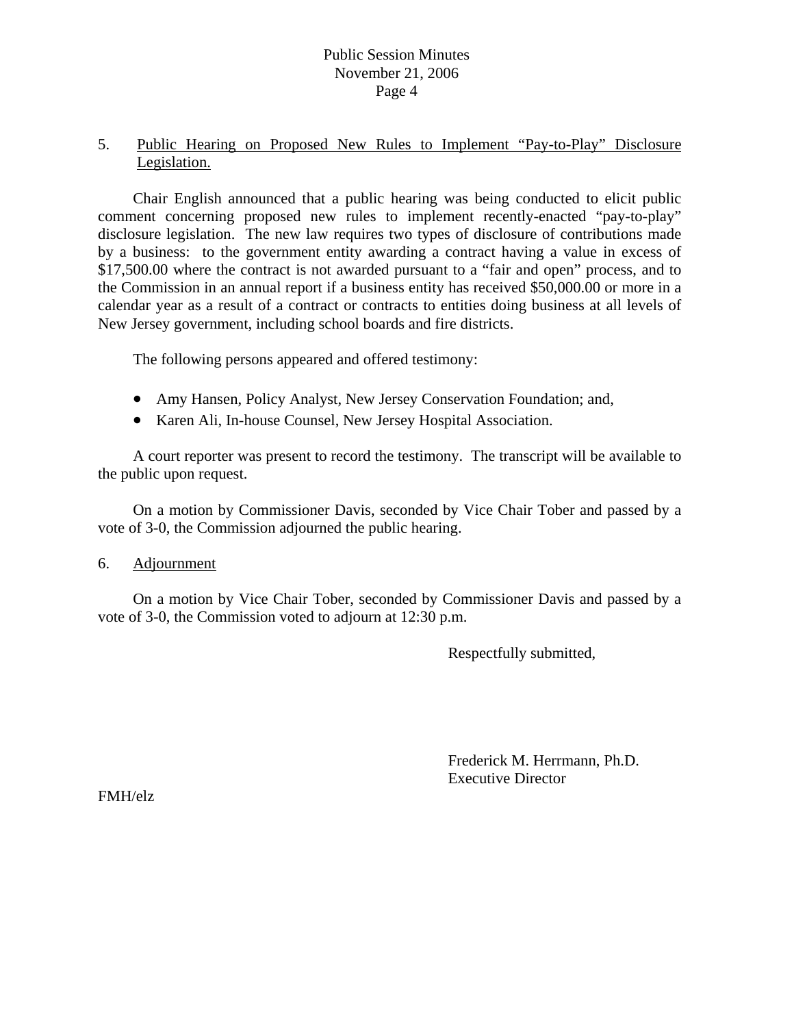5. Public Hearing on Proposed New Rules to Implement "Pay-to-Play" Disclosure Legislation.

Chair English announced that a public hearing was being conducted to elicit public comment concerning proposed new rules to implement recently-enacted "pay-to-play" disclosure legislation. The new law requires two types of disclosure of contributions made by a business: to the government entity awarding a contract having a value in excess of $17,500.00 where the contract is not awarded pursuant to a "fair and open" process, and to the Commission in an annual report if a business entity has received $50,000.00 or more in a calendar year as a result of a contract or contracts to entities doing business at all levels of New Jersey government, including school boards and fire districts.

The following persons appeared and offered testimony:

- Amy Hansen, Policy Analyst, New Jersey Conservation Foundation; and,
- Karen Ali, In-house Counsel, New Jersey Hospital Association.

A court reporter was present to record the testimony. The transcript will be available to the public upon request.

On a motion by Commissioner Davis, seconded by Vice Chair Tober and passed by a vote of 3-0, the Commission adjourned the public hearing.

6. Adjournment

On a motion by Vice Chair Tober, seconded by Commissioner Davis and passed by a vote of 3-0, the Commission voted to adjourn at 12:30 p.m.

Respectfully submitted,

Frederick M. Herrmann, Ph.D.
Executive Director

FMH/elz